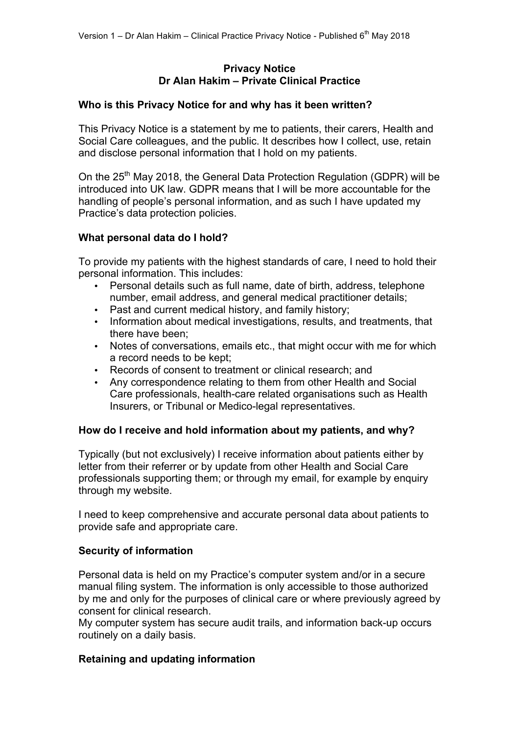# Privacy Notice
## Dr Alan Hakim – Private Clinical Practice

### Who is this Privacy Notice for and why has it been written?

This Privacy Notice is a statement by me to patients, their carers, Health and Social Care colleagues, and the public. It describes how I collect, use, retain and disclose personal information that I hold on my patients.

On the 25th May 2018, the General Data Protection Regulation (GDPR) will be introduced into UK law. GDPR means that I will be more accountable for the handling of people's personal information, and as such I have updated my Practice's data protection policies.

### What personal data do I hold?

To provide my patients with the highest standards of care, I need to hold their personal information. This includes:

- Personal details such as full name, date of birth, address, telephone number, email address, and general medical practitioner details;
- Past and current medical history, and family history;
- Information about medical investigations, results, and treatments, that there have been;
- Notes of conversations, emails etc., that might occur with me for which a record needs to be kept;
- Records of consent to treatment or clinical research; and
- Any correspondence relating to them from other Health and Social Care professionals, health-care related organisations such as Health Insurers, or Tribunal or Medico-legal representatives.

### How do I receive and hold information about my patients, and why?

Typically (but not exclusively) I receive information about patients either by letter from their referrer or by update from other Health and Social Care professionals supporting them; or through my email, for example by enquiry through my website.

I need to keep comprehensive and accurate personal data about patients to provide safe and appropriate care.

### Security of information

Personal data is held on my Practice's computer system and/or in a secure manual filing system. The information is only accessible to those authorized by me and only for the purposes of clinical care or where previously agreed by consent for clinical research.
My computer system has secure audit trails, and information back-up occurs routinely on a daily basis.

### Retaining and updating information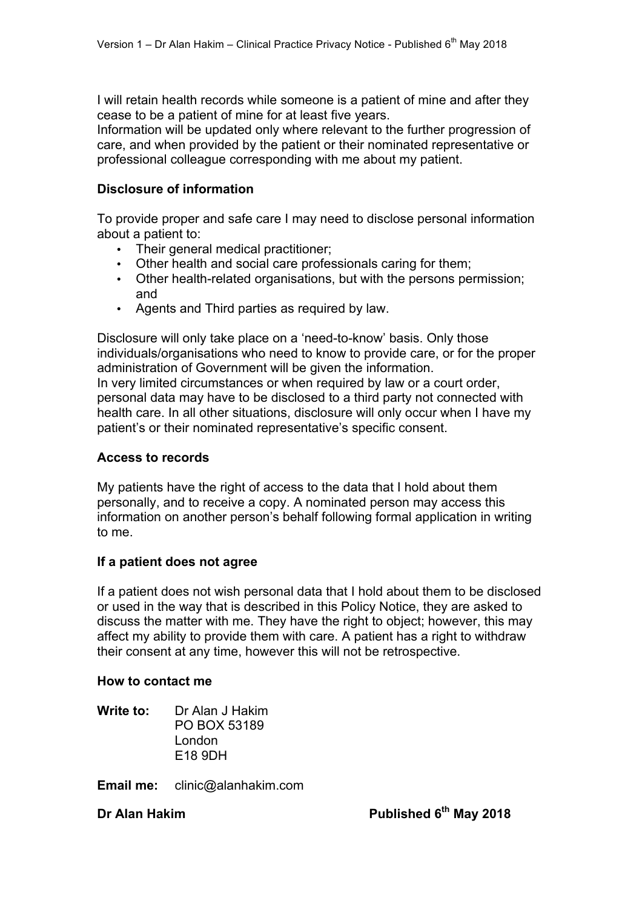I will retain health records while someone is a patient of mine and after they cease to be a patient of mine for at least five years.
Information will be updated only where relevant to the further progression of care, and when provided by the patient or their nominated representative or professional colleague corresponding with me about my patient.

**Disclosure of information**

To provide proper and safe care I may need to disclose personal information about a patient to:

- Their general medical practitioner;
- Other health and social care professionals caring for them;
- Other health-related organisations, but with the persons permission; and
- Agents and Third parties as required by law.

Disclosure will only take place on a 'need-to-know' basis. Only those individuals/organisations who need to know to provide care, or for the proper administration of Government will be given the information.
In very limited circumstances or when required by law or a court order, personal data may have to be disclosed to a third party not connected with health care. In all other situations, disclosure will only occur when I have my patient's or their nominated representative's specific consent.

**Access to records**

My patients have the right of access to the data that I hold about them personally, and to receive a copy. A nominated person may access this information on another person's behalf following formal application in writing to me.

**If a patient does not agree**

If a patient does not wish personal data that I hold about them to be disclosed or used in the way that is described in this Policy Notice, they are asked to discuss the matter with me. They have the right to object; however, this may affect my ability to provide them with care. A patient has a right to withdraw their consent at any time, however this will not be retrospective.

**How to contact me**

**Write to:** Dr Alan J Hakim
PO BOX 53189
London
E18 9DH

**Email me:** clinic@alanhakim.com

**Dr Alan Hakim** **Published 6th May 2018**